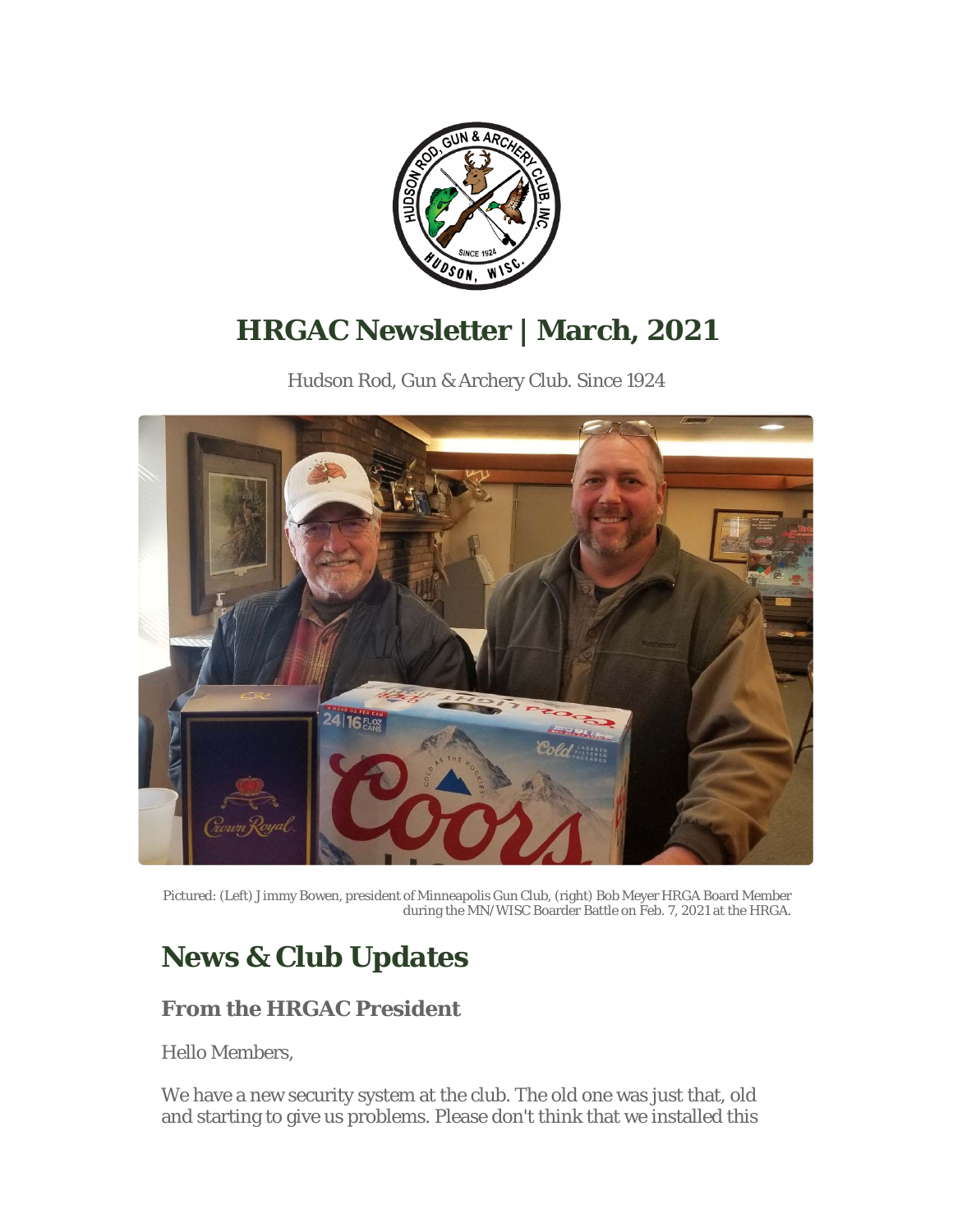# HRGAC Newsletter | March, 2021

Hudson Rod, Gun & Archery Club. Since 1924

Pictured: (Left) Jimmy Bowen, president of Minneapolis Gun Club, (right) Bob Meyer HRGA Board Member during the MN/WISC Boarder Battle on Feb. 7, 2021 at the HRGA.

## News & Club Updates

### From the HRGAC President

Hello Members,

We have a new security system at the club. The old one was just that, old and starting to give us problems. Please don't think that we installed this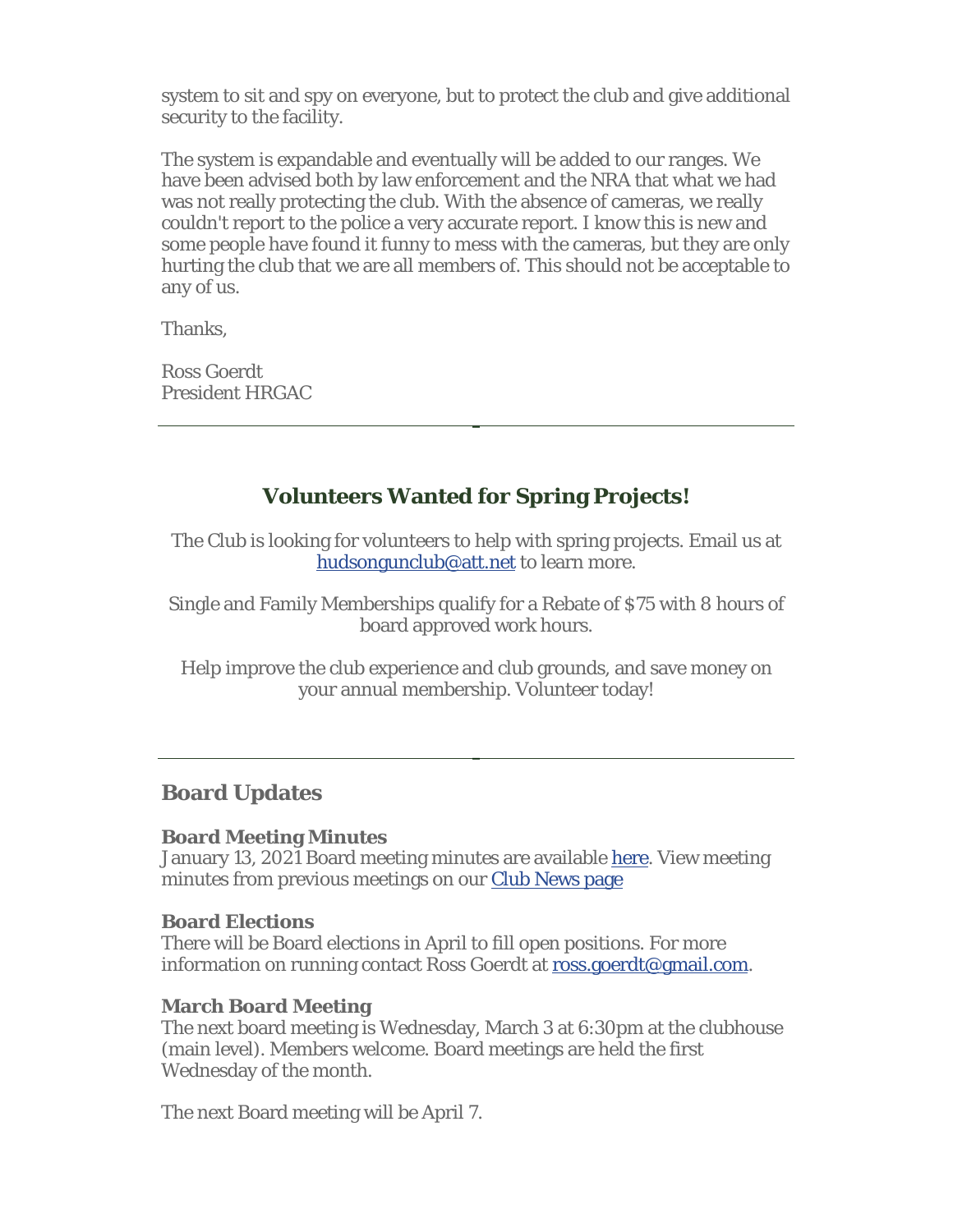system to sit and spy on everyone, but to protect the club and give additional security to the facility.

The system is expandable and eventually will be added to our ranges. We have been advised both by law enforcement and the NRA that what we had was not really protecting the club. With the absence of cameras, we really couldn't report to the police a very accurate report. I know this is new and some people have found it funny to mess with the cameras, but they are only hurting the club that we are all members of. This should not be acceptable to any of us.

Thanks,

Ross Goerdt
President HRGAC

---

## Volunteers Wanted for Spring Projects!

The Club is looking for volunteers to help with spring projects. Email us at hudsongunclub@att.net to learn more.

Single and Family Memberships qualify for a Rebate of $75 with 8 hours of board approved work hours.

Help improve the club experience and club grounds, and save money on your annual membership. Volunteer today!

---

## Board Updates

**Board Meeting Minutes**
January 13, 2021 Board meeting minutes are available here. View meeting minutes from previous meetings on our Club News page

**Board Elections**
There will be Board elections in April to fill open positions. For more information on running contact Ross Goerdt at ross.goerdt@gmail.com.

**March Board Meeting**
The next board meeting is Wednesday, March 3 at 6:30pm at the clubhouse (main level). Members welcome. Board meetings are held the first Wednesday of the month.

The next Board meeting will be April 7.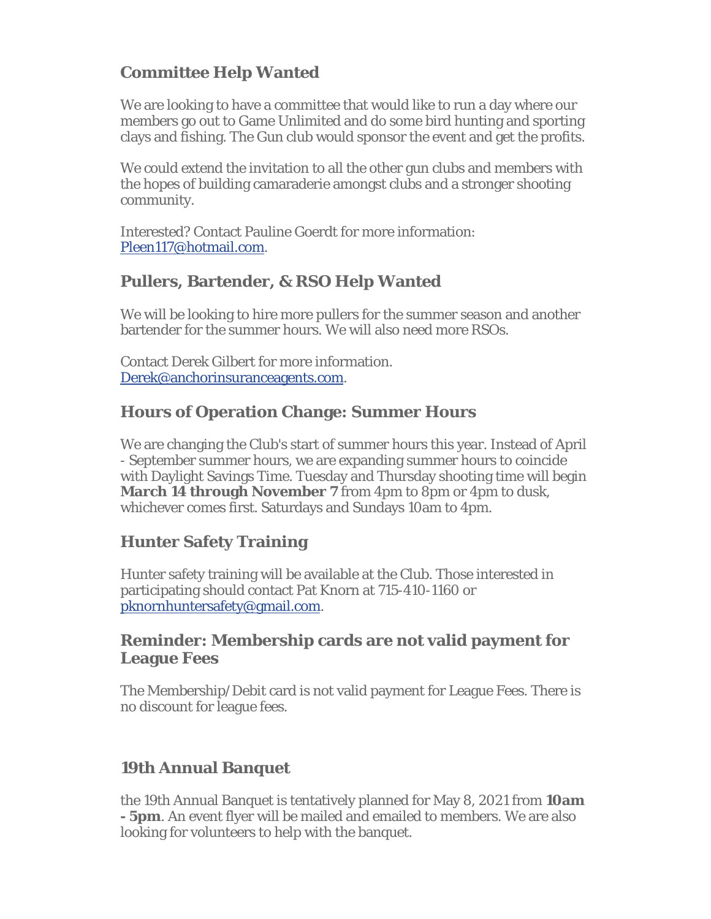## Committee Help Wanted

We are looking to have a committee that would like to run a day where our members go out to Game Unlimited and do some bird hunting and sporting clays and fishing. The Gun club would sponsor the event and get the profits.

We could extend the invitation to all the other gun clubs and members with the hopes of building camaraderie amongst clubs and a stronger shooting community.

Interested? Contact Pauline Goerdt for more information: Pleen117@hotmail.com.

## Pullers, Bartender, & RSO Help Wanted

We will be looking to hire more pullers for the summer season and another bartender for the summer hours. We will also need more RSOs.

Contact Derek Gilbert for more information. Derek@anchorinsuranceagents.com.

## Hours of Operation Change: Summer Hours

We are changing the Club's start of summer hours this year. Instead of April - September summer hours, we are expanding summer hours to coincide with Daylight Savings Time. Tuesday and Thursday shooting time will begin **March 14 through November 7** from 4pm to 8pm or 4pm to dusk, whichever comes first. Saturdays and Sundays 10am to 4pm.

## Hunter Safety Training

Hunter safety training will be available at the Club. Those interested in participating should contact Pat Knorn at 715-410-1160 or pknornhuntersafety@gmail.com.

## Reminder: Membership cards are not valid payment for League Fees

The Membership/Debit card is not valid payment for League Fees. There is no discount for league fees.

## 19th Annual Banquet

the 19th Annual Banquet is tentatively planned for May 8, 2021 from **10am - 5pm**. An event flyer will be mailed and emailed to members. We are also looking for volunteers to help with the banquet.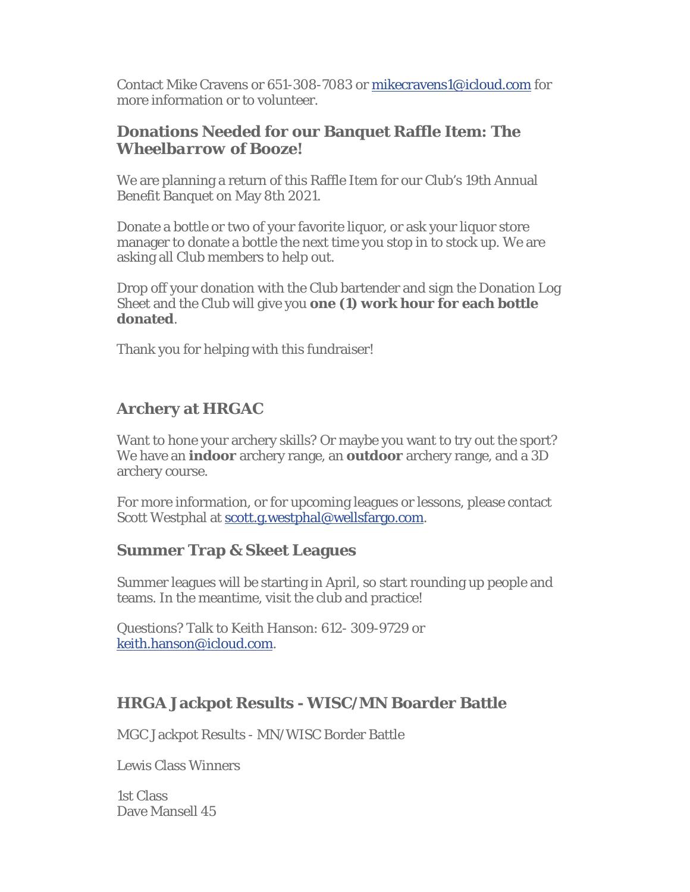Contact Mike Cravens or 651-308-7083 or [mikecravens1@icloud.com](mailto:mikecravens1@icloud.com) for more information or to volunteer.

### Donations Needed for our Banquet Raffle Item: The *Wheelbarrow* of Booze!

We are planning a return of this Raffle Item for our Club's 19th Annual Benefit Banquet on May 8th 2021.

Donate a bottle or two of your favorite liquor, or ask your liquor store manager to donate a bottle the next time you stop in to stock up. We are asking all Club members to help out.

Drop off your donation with the Club bartender and sign the Donation Log Sheet and the Club will give you **one (1) work hour for each bottle donated**.

Thank you for helping with this fundraiser!

### Archery at HRGAC

Want to hone your archery skills? Or maybe you want to try out the sport? We have an **indoor** archery range, an **outdoor** archery range, and a 3D archery course.

For more information, or for upcoming leagues or lessons, please contact Scott Westphal at [scott.g.westphal@wellsfargo.com](mailto:scott.g.westphal@wellsfargo.com).

### Summer Trap & Skeet Leagues

Summer leagues will be starting in April, so start rounding up people and teams. In the meantime, visit the club and practice!

Questions? Talk to Keith Hanson: 612- 309-9729 or [keith.hanson@icloud.com](mailto:keith.hanson@icloud.com).

### HRGA Jackpot Results - WISC/MN Boarder Battle

MGC Jackpot Results - MN/WISC Border Battle

Lewis Class Winners

1st Class
Dave Mansell 45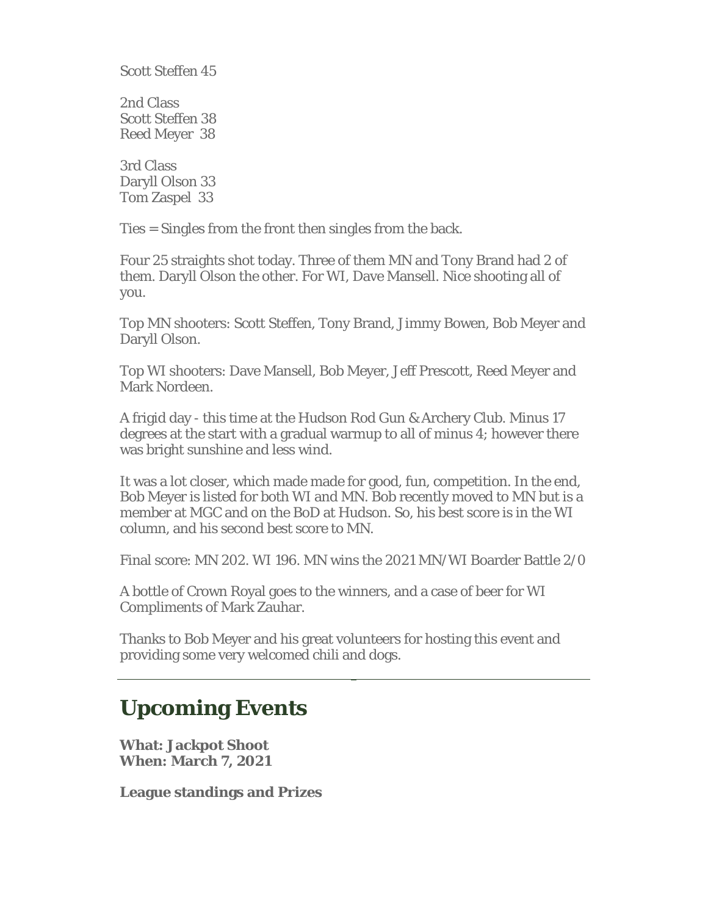Scott Steffen 45

2nd Class
Scott Steffen 38
Reed Meyer 38

3rd Class
Daryll Olson 33
Tom Zaspel 33

Ties = Singles from the front then singles from the back.

Four 25 straights shot today. Three of them MN and Tony Brand had 2 of them. Daryll Olson the other. For WI, Dave Mansell. Nice shooting all of you.

Top MN shooters: Scott Steffen, Tony Brand, Jimmy Bowen, Bob Meyer and Daryll Olson.

Top WI shooters: Dave Mansell, Bob Meyer, Jeff Prescott, Reed Meyer and Mark Nordeen.

A frigid day - this time at the Hudson Rod Gun & Archery Club. Minus 17 degrees at the start with a gradual warmup to all of minus 4; however there was bright sunshine and less wind.

It was a lot closer, which made made for good, fun, competition. In the end, Bob Meyer is listed for both WI and MN. Bob recently moved to MN but is a member at MGC and on the BoD at Hudson. So, his best score is in the WI column, and his second best score to MN.

Final score: MN 202. WI 196. MN wins the 2021 MN/WI Boarder Battle 2/0

A bottle of Crown Royal goes to the winners, and a case of beer for WI Compliments of Mark Zauhar.

Thanks to Bob Meyer and his great volunteers for hosting this event and providing some very welcomed chili and dogs.

---

## Upcoming Events

**What: Jackpot Shoot**
**When: March 7, 2021**

**League standings and Prizes**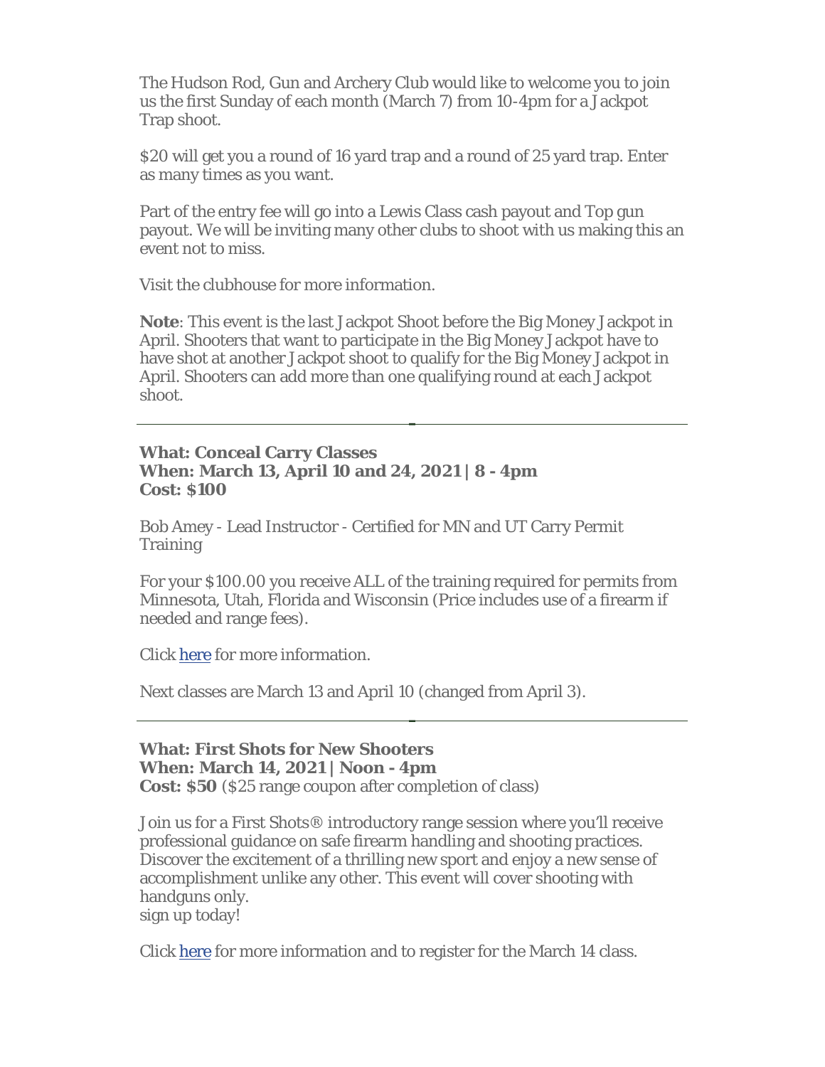The Hudson Rod, Gun and Archery Club would like to welcome you to join us the first Sunday of each month (March 7) from 10-4pm for a Jackpot Trap shoot.

$20 will get you a round of 16 yard trap and a round of 25 yard trap. Enter as many times as you want.

Part of the entry fee will go into a Lewis Class cash payout and Top gun payout. We will be inviting many other clubs to shoot with us making this an event not to miss.

Visit the clubhouse for more information.

**Note**: This event is the last Jackpot Shoot before the Big Money Jackpot in April. Shooters that want to participate in the Big Money Jackpot have to have shot at another Jackpot shoot to qualify for the Big Money Jackpot in April. Shooters can add more than one qualifying round at each Jackpot shoot.

---

**What: Conceal Carry Classes**
**When: March 13, April 10 and 24, 2021 | 8 - 4pm**
**Cost: $100**

Bob Amey - Lead Instructor - Certified for MN and UT Carry Permit Training

For your $100.00 you receive ALL of the training required for permits from Minnesota, Utah, Florida and Wisconsin (Price includes use of a firearm if needed and range fees).

Click [here]() for more information.

Next classes are March 13 and April 10 (changed from April 3).

---

**What: First Shots for New Shooters**
**When: March 14, 2021 | Noon - 4pm**
**Cost: $50** ($25 range coupon after completion of class)

Join us for a First Shots® introductory range session where you'll receive professional guidance on safe firearm handling and shooting practices. Discover the excitement of a thrilling new sport and enjoy a new sense of accomplishment unlike any other. This event will cover shooting with handguns only.
sign up today!

Click [here]() for more information and to register for the March 14 class.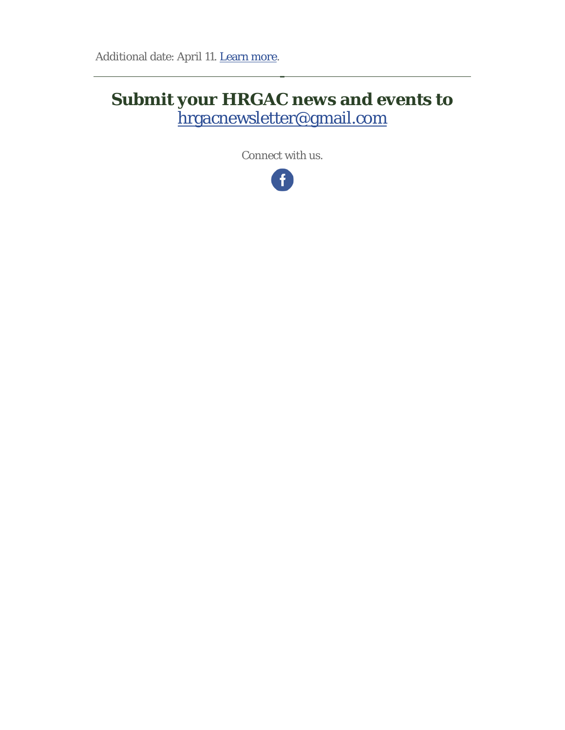Additional date: April 11. Learn more.

---

## Submit your HRGAC news and events to hrgacnewsletter@gmail.com

Connect with us.